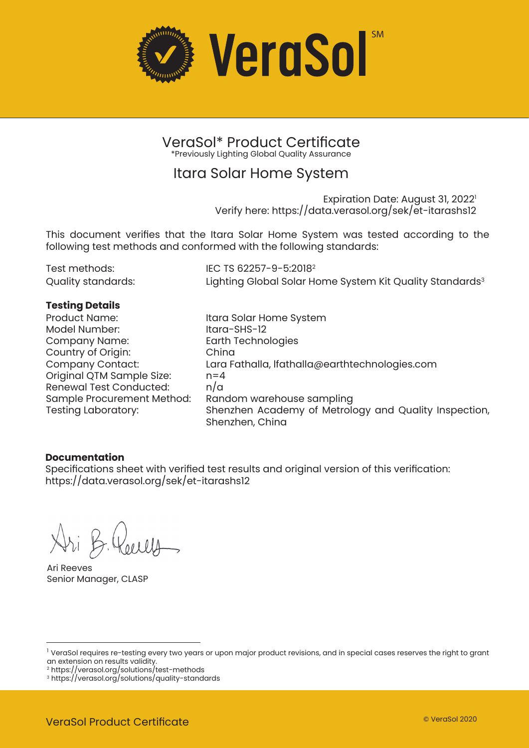# VeraSol℠

## VeraSol* Product Certificate

*Previously Lighting Global Quality Assurance

## Itara Solar Home System

Expiration Date: August 31, 2022[1]
Verify here: https://data.verasol.org/sek/et-itarashs12

This document verifies that the Itara Solar Home System was tested according to the following test methods and conformed with the following standards:

| | |
|---|---|
| Test methods: | IEC TS 62257-9-5:2018[2] |
| Quality standards: | Lighting Global Solar Home System Kit Quality Standards[3] |

**Testing Details**

| | |
|---|---|
| Product Name: | Itara Solar Home System |
| Model Number: | Itara-SHS-12 |
| Company Name: | Earth Technologies |
| Country of Origin: | China |
| Company Contact: | Lara Fathalla, lfathalla@earthtechnologies.com |
| Original QTM Sample Size: | n=4 |
| Renewal Test Conducted: | n/a |
| Sample Procurement Method: | Random warehouse sampling |
| Testing Laboratory: | Shenzhen Academy of Metrology and Quality Inspection, Shenzhen, China |

**Documentation**

Specifications sheet with verified test results and original version of this verification: https://data.verasol.org/sek/et-itarashs12

Ari B. Reeves

Ari Reeves
Senior Manager, CLASP

---

[1] VeraSol requires re-testing every two years or upon major product revisions, and in special cases reserves the right to grant an extension on results validity.

[2] https://verasol.org/solutions/test-methods

[3] https://verasol.org/solutions/quality-standards

VeraSol Product Certificate

© VeraSol 2020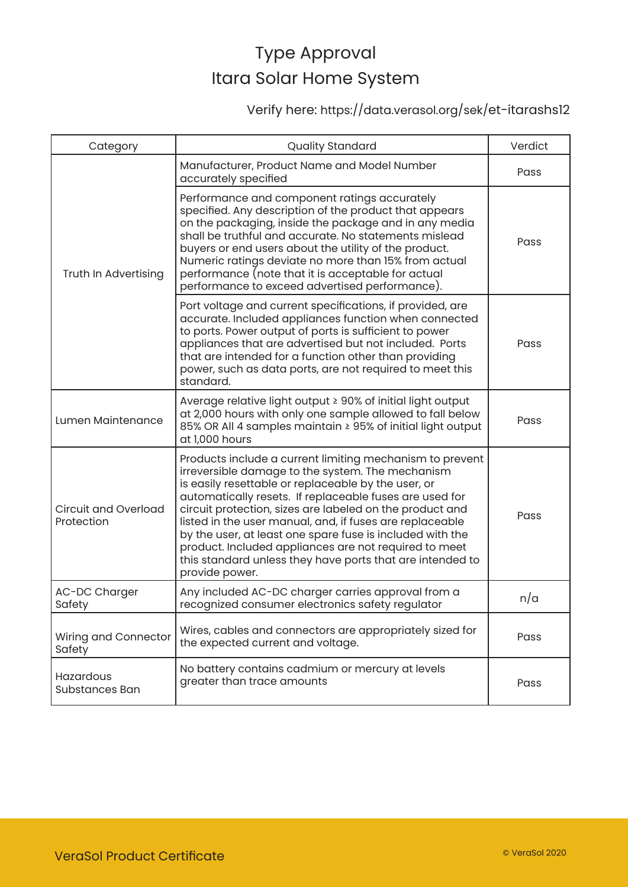# Type Approval
## Itara Solar Home System

Verify here: https://data.verasol.org/sek/et-itarashs12

| Category | Quality Standard | Verdict |
|---|---|---|
| Truth In Advertising | Manufacturer, Product Name and Model Number accurately specified | Pass |
| | Performance and component ratings accurately specified. Any description of the product that appears on the packaging, inside the package and in any media shall be truthful and accurate. No statements mislead buyers or end users about the utility of the product. Numeric ratings deviate no more than 15% from actual performance (note that it is acceptable for actual performance to exceed advertised performance). | Pass |
| | Port voltage and current specifications, if provided, are accurate. Included appliances function when connected to ports. Power output of ports is sufficient to power appliances that are advertised but not included. Ports that are intended for a function other than providing power, such as data ports, are not required to meet this standard. | Pass |
| Lumen Maintenance | Average relative light output ≥ 90% of initial light output at 2,000 hours with only one sample allowed to fall below 85% OR All 4 samples maintain ≥ 95% of initial light output at 1,000 hours | Pass |
| Circuit and Overload Protection | Products include a current limiting mechanism to prevent irreversible damage to the system. The mechanism is easily resettable or replaceable by the user, or automatically resets. If replaceable fuses are used for circuit protection, sizes are labeled on the product and listed in the user manual, and, if fuses are replaceable by the user, at least one spare fuse is included with the product. Included appliances are not required to meet this standard unless they have ports that are intended to provide power. | Pass |
| AC-DC Charger Safety | Any included AC-DC charger carries approval from a recognized consumer electronics safety regulator | n/a |
| Wiring and Connector Safety | Wires, cables and connectors are appropriately sized for the expected current and voltage. | Pass |
| Hazardous Substances Ban | No battery contains cadmium or mercury at levels greater than trace amounts | Pass |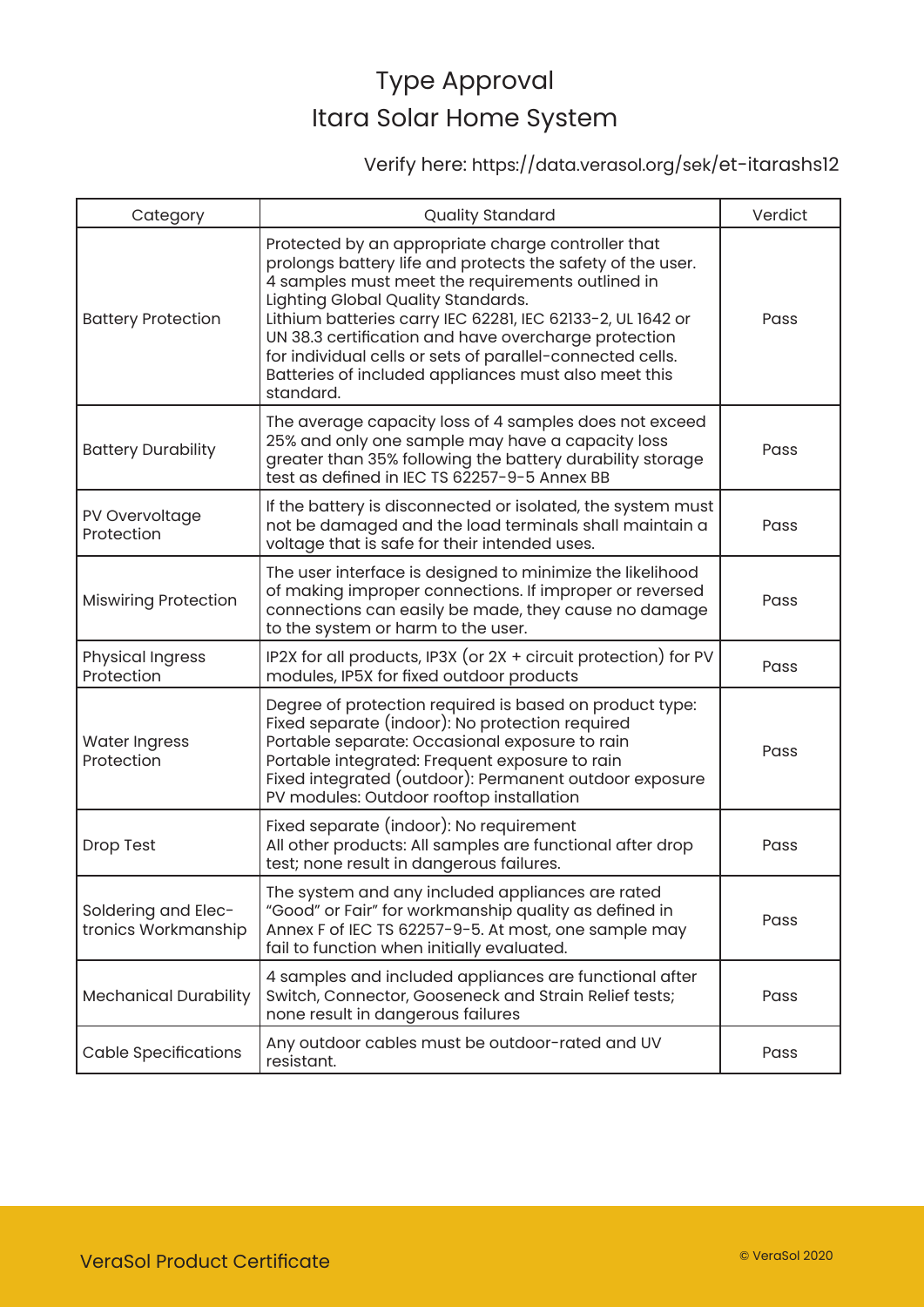# Type Approval
# Itara Solar Home System

Verify here: https://data.verasol.org/sek/et-itarashs12

| Category | Quality Standard | Verdict |
| --- | --- | --- |
| Battery Protection | Protected by an appropriate charge controller that prolongs battery life and protects the safety of the user. 4 samples must meet the requirements outlined in Lighting Global Quality Standards. Lithium batteries carry IEC 62281, IEC 62133-2, UL 1642 or UN 38.3 certification and have overcharge protection for individual cells or sets of parallel-connected cells. Batteries of included appliances must also meet this standard. | Pass |
| Battery Durability | The average capacity loss of 4 samples does not exceed 25% and only one sample may have a capacity loss greater than 35% following the battery durability storage test as defined in IEC TS 62257-9-5 Annex BB | Pass |
| PV Overvoltage Protection | If the battery is disconnected or isolated, the system must not be damaged and the load terminals shall maintain a voltage that is safe for their intended uses. | Pass |
| Miswiring Protection | The user interface is designed to minimize the likelihood of making improper connections. If improper or reversed connections can easily be made, they cause no damage to the system or harm to the user. | Pass |
| Physical Ingress Protection | IP2X for all products, IP3X (or 2X + circuit protection) for PV modules, IP5X for fixed outdoor products | Pass |
| Water Ingress Protection | Degree of protection required is based on product type: Fixed separate (indoor): No protection required Portable separate: Occasional exposure to rain Portable integrated: Frequent exposure to rain Fixed integrated (outdoor): Permanent outdoor exposure PV modules: Outdoor rooftop installation | Pass |
| Drop Test | Fixed separate (indoor): No requirement All other products: All samples are functional after drop test; none result in dangerous failures. | Pass |
| Soldering and Electronics Workmanship | The system and any included appliances are rated "Good" or Fair" for workmanship quality as defined in Annex F of IEC TS 62257-9-5. At most, one sample may fail to function when initially evaluated. | Pass |
| Mechanical Durability | 4 samples and included appliances are functional after Switch, Connector, Gooseneck and Strain Relief tests; none result in dangerous failures | Pass |
| Cable Specifications | Any outdoor cables must be outdoor-rated and UV resistant. | Pass |

VeraSol Product Certificate

© VeraSol 2020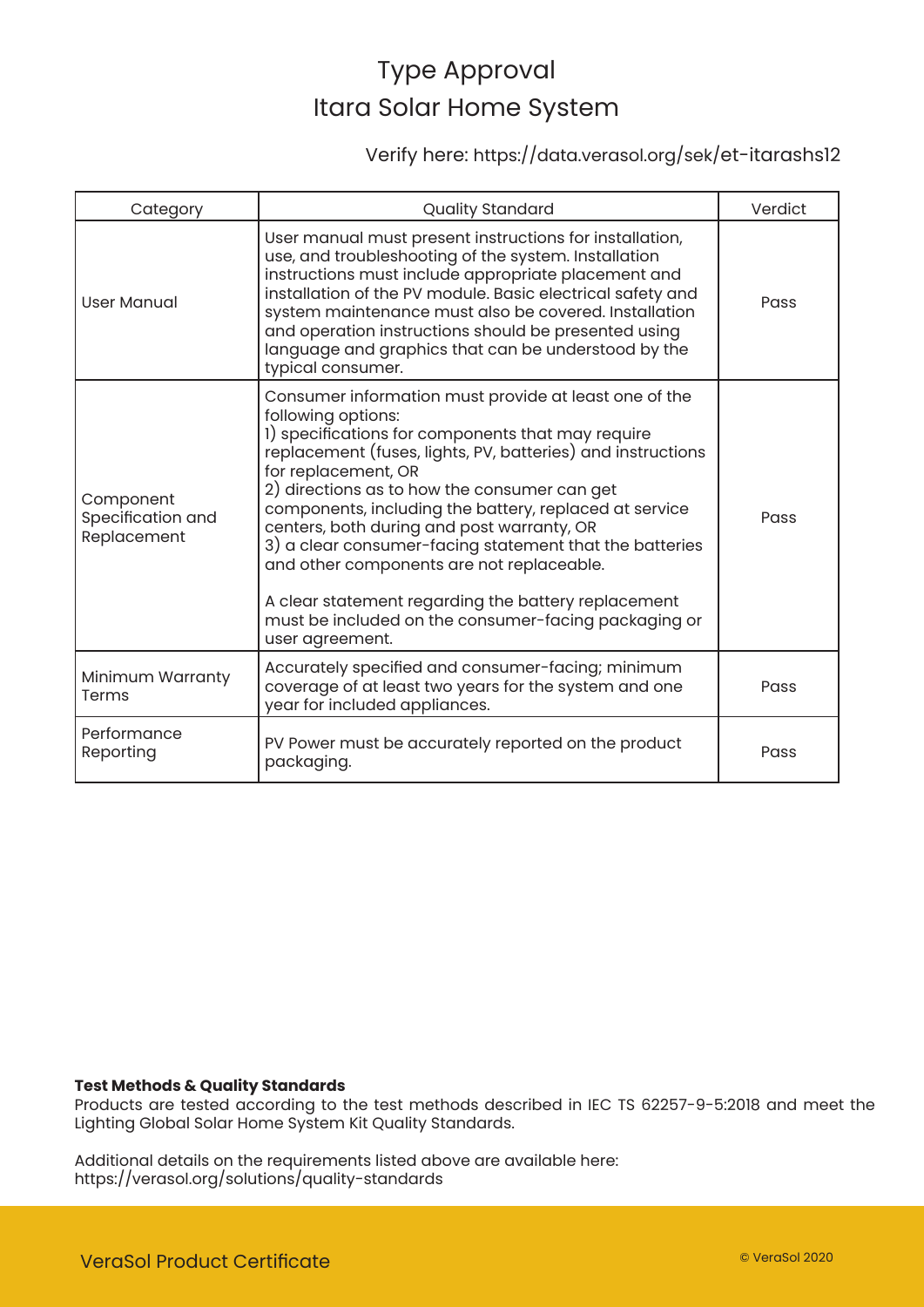# Type Approval
# Itara Solar Home System

Verify here: https://data.verasol.org/sek/et-itarashs12

| Category | Quality Standard | Verdict |
|---|---|---|
| User Manual | User manual must present instructions for installation, use, and troubleshooting of the system. Installation instructions must include appropriate placement and installation of the PV module. Basic electrical safety and system maintenance must also be covered. Installation and operation instructions should be presented using language and graphics that can be understood by the typical consumer. | Pass |
| Component Specification and Replacement | Consumer information must provide at least one of the following options:<br>1) specifications for components that may require replacement (fuses, lights, PV, batteries) and instructions for replacement, OR<br>2) directions as to how the consumer can get components, including the battery, replaced at service centers, both during and post warranty, OR<br>3) a clear consumer-facing statement that the batteries and other components are not replaceable.<br><br>A clear statement regarding the battery replacement must be included on the consumer-facing packaging or user agreement. | Pass |
| Minimum Warranty Terms | Accurately specified and consumer-facing; minimum coverage of at least two years for the system and one year for included appliances. | Pass |
| Performance Reporting | PV Power must be accurately reported on the product packaging. | Pass |

**Test Methods & Quality Standards**
Products are tested according to the test methods described in IEC TS 62257-9-5:2018 and meet the Lighting Global Solar Home System Kit Quality Standards.

Additional details on the requirements listed above are available here:
https://verasol.org/solutions/quality-standards

VeraSol Product Certificate

© VeraSol 2020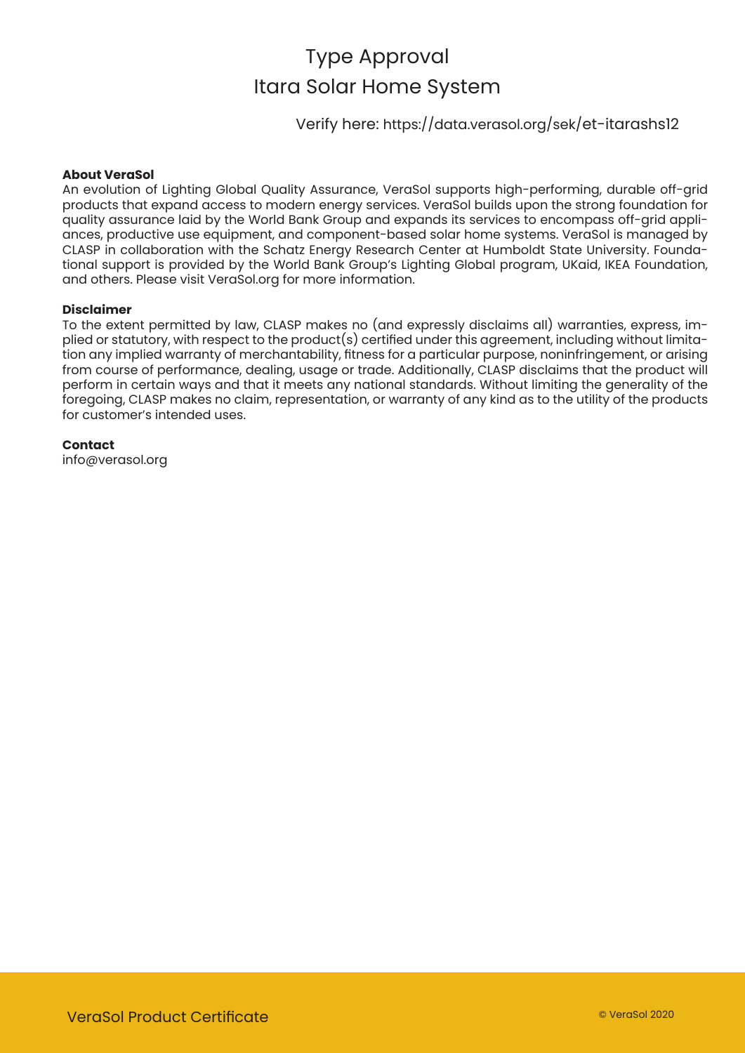# Type Approval
# Itara Solar Home System

Verify here: https://data.verasol.org/sek/et-itarashs12

**About VeraSol**
An evolution of Lighting Global Quality Assurance, VeraSol supports high-performing, durable off-grid products that expand access to modern energy services. VeraSol builds upon the strong foundation for quality assurance laid by the World Bank Group and expands its services to encompass off-grid appliances, productive use equipment, and component-based solar home systems. VeraSol is managed by CLASP in collaboration with the Schatz Energy Research Center at Humboldt State University. Foundational support is provided by the World Bank Group's Lighting Global program, UKaid, IKEA Foundation, and others. Please visit VeraSol.org for more information.

**Disclaimer**
To the extent permitted by law, CLASP makes no (and expressly disclaims all) warranties, express, implied or statutory, with respect to the product(s) certified under this agreement, including without limitation any implied warranty of merchantability, fitness for a particular purpose, noninfringement, or arising from course of performance, dealing, usage or trade. Additionally, CLASP disclaims that the product will perform in certain ways and that it meets any national standards. Without limiting the generality of the foregoing, CLASP makes no claim, representation, or warranty of any kind as to the utility of the products for customer's intended uses.

**Contact**
info@verasol.org